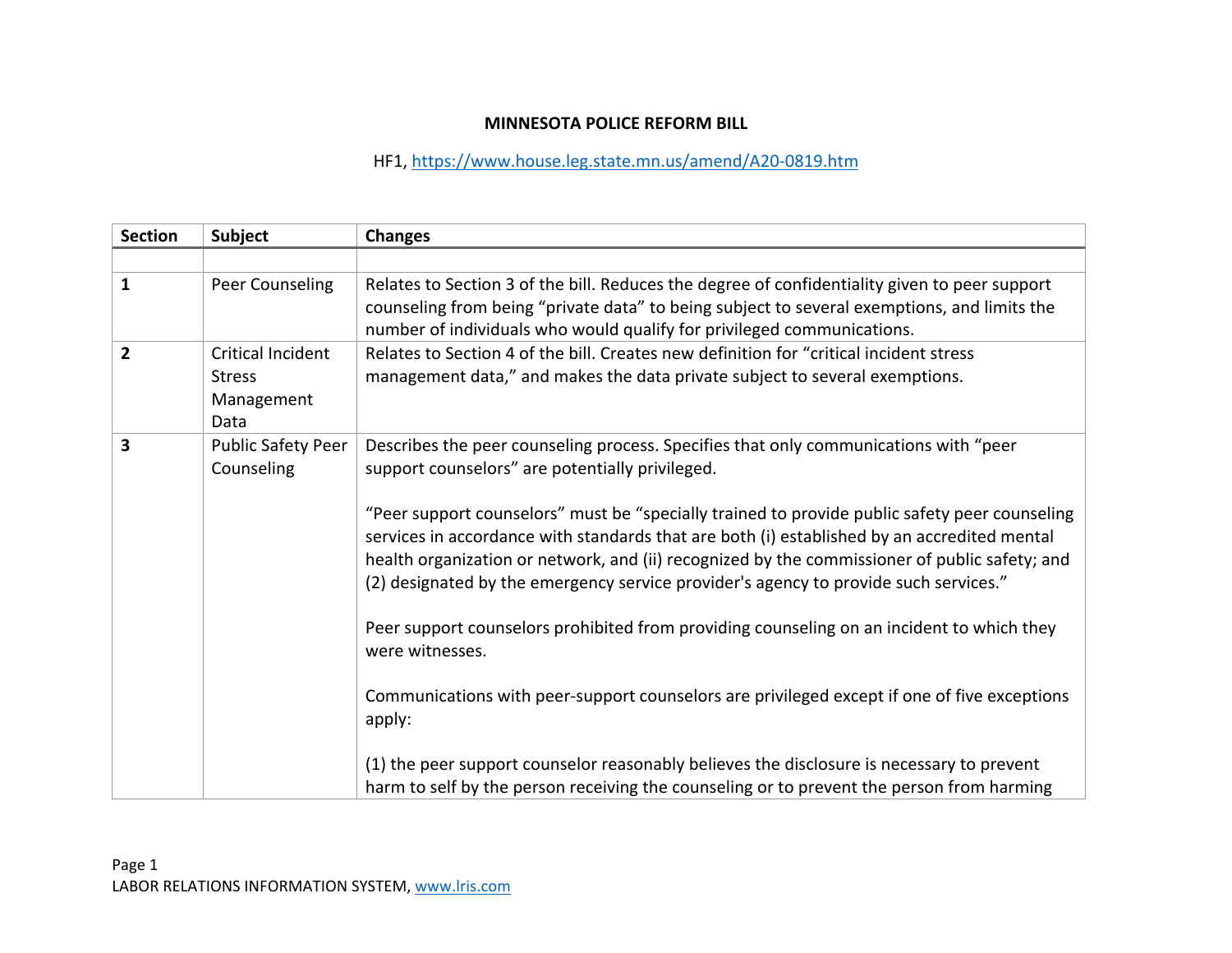# MINNESOTA POLICE REFORM BILL

HF1, https://www.house.leg.state.mn.us/amend/A20-0819.htm

| Section | Subject | Changes |
|---|---|---|
| | | |
| 1 | Peer Counseling | Relates to Section 3 of the bill. Reduces the degree of confidentiality given to peer support counseling from being "private data" to being subject to several exemptions, and limits the number of individuals who would qualify for privileged communications. |
| 2 | Critical Incident Stress Management Data | Relates to Section 4 of the bill. Creates new definition for "critical incident stress management data," and makes the data private subject to several exemptions. |
| 3 | Public Safety Peer Counseling | Describes the peer counseling process. Specifies that only communications with "peer support counselors" are potentially privileged.<br><br>"Peer support counselors" must be "specially trained to provide public safety peer counseling services in accordance with standards that are both (i) established by an accredited mental health organization or network, and (ii) recognized by the commissioner of public safety; and (2) designated by the emergency service provider's agency to provide such services."<br><br>Peer support counselors prohibited from providing counseling on an incident to which they were witnesses.<br><br>Communications with peer-support counselors are privileged except if one of five exceptions apply:<br><br>(1) the peer support counselor reasonably believes the disclosure is necessary to prevent harm to self by the person receiving the counseling or to prevent the person from harming |

LABOR RELATIONS INFORMATION SYSTEM, www.lris.com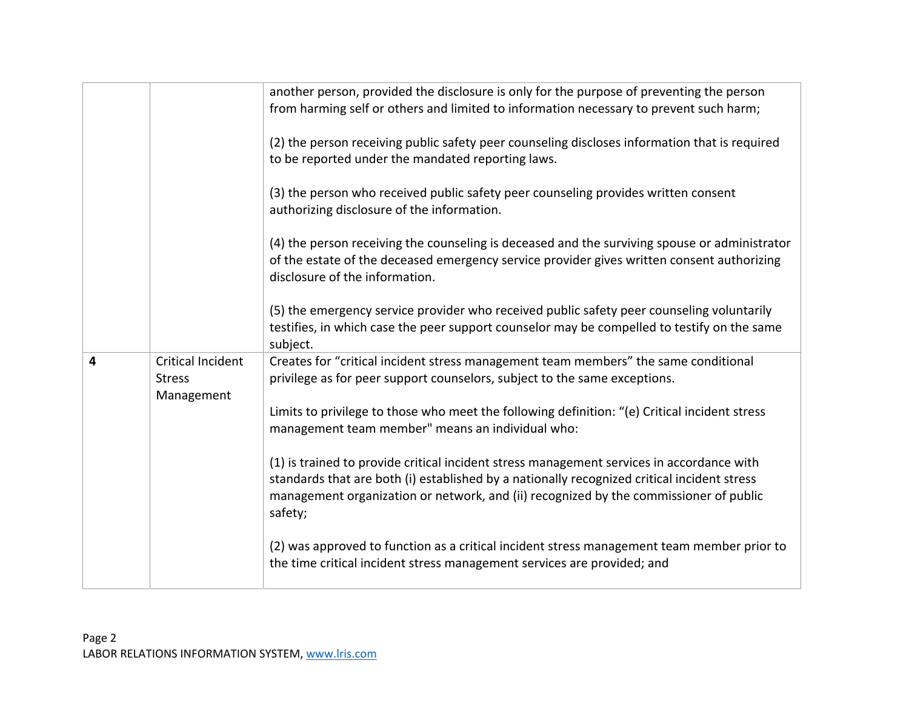| | | |
|---|---|---|
| | | another person, provided the disclosure is only for the purpose of preventing the person from harming self or others and limited to information necessary to prevent such harm;<br><br>(2) the person receiving public safety peer counseling discloses information that is required to be reported under the mandated reporting laws.<br><br>(3) the person who received public safety peer counseling provides written consent authorizing disclosure of the information.<br><br>(4) the person receiving the counseling is deceased and the surviving spouse or administrator of the estate of the deceased emergency service provider gives written consent authorizing disclosure of the information.<br><br>(5) the emergency service provider who received public safety peer counseling voluntarily testifies, in which case the peer support counselor may be compelled to testify on the same subject. |
| **4** | Critical Incident Stress Management | Creates for "critical incident stress management team members" the same conditional privilege as for peer support counselors, subject to the same exceptions.<br><br>Limits to privilege to those who meet the following definition: "(e) Critical incident stress management team member" means an individual who:<br><br>(1) is trained to provide critical incident stress management services in accordance with standards that are both (i) established by a nationally recognized critical incident stress management organization or network, and (ii) recognized by the commissioner of public safety;<br><br>(2) was approved to function as a critical incident stress management team member prior to the time critical incident stress management services are provided; and |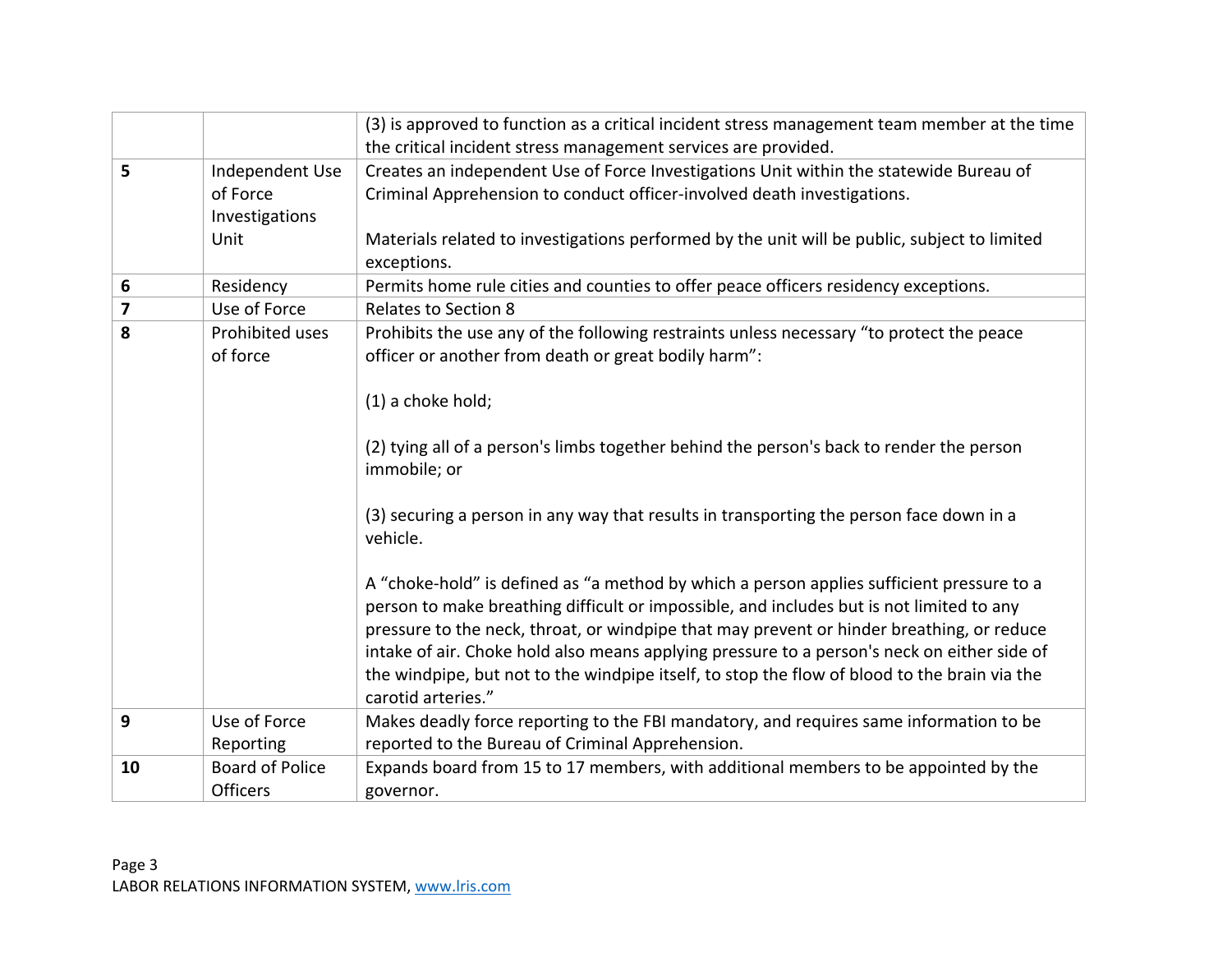| | | |
|---|---|---|
| | | (3) is approved to function as a critical incident stress management team member at the time the critical incident stress management services are provided. |
| **5** | Independent Use of Force Investigations Unit | Creates an independent Use of Force Investigations Unit within the statewide Bureau of Criminal Apprehension to conduct officer-involved death investigations.<br><br>Materials related to investigations performed by the unit will be public, subject to limited exceptions. |
| **6** | Residency | Permits home rule cities and counties to offer peace officers residency exceptions. |
| **7** | Use of Force | Relates to Section 8 |
| **8** | Prohibited uses of force | Prohibits the use any of the following restraints unless necessary "to protect the peace officer or another from death or great bodily harm":<br><br>(1) a choke hold;<br><br>(2) tying all of a person's limbs together behind the person's back to render the person immobile; or<br><br>(3) securing a person in any way that results in transporting the person face down in a vehicle.<br><br>A "choke-hold" is defined as "a method by which a person applies sufficient pressure to a person to make breathing difficult or impossible, and includes but is not limited to any pressure to the neck, throat, or windpipe that may prevent or hinder breathing, or reduce intake of air. Choke hold also means applying pressure to a person's neck on either side of the windpipe, but not to the windpipe itself, to stop the flow of blood to the brain via the carotid arteries." |
| **9** | Use of Force Reporting | Makes deadly force reporting to the FBI mandatory, and requires same information to be reported to the Bureau of Criminal Apprehension. |
| **10** | Board of Police Officers | Expands board from 15 to 17 members, with additional members to be appointed by the governor. |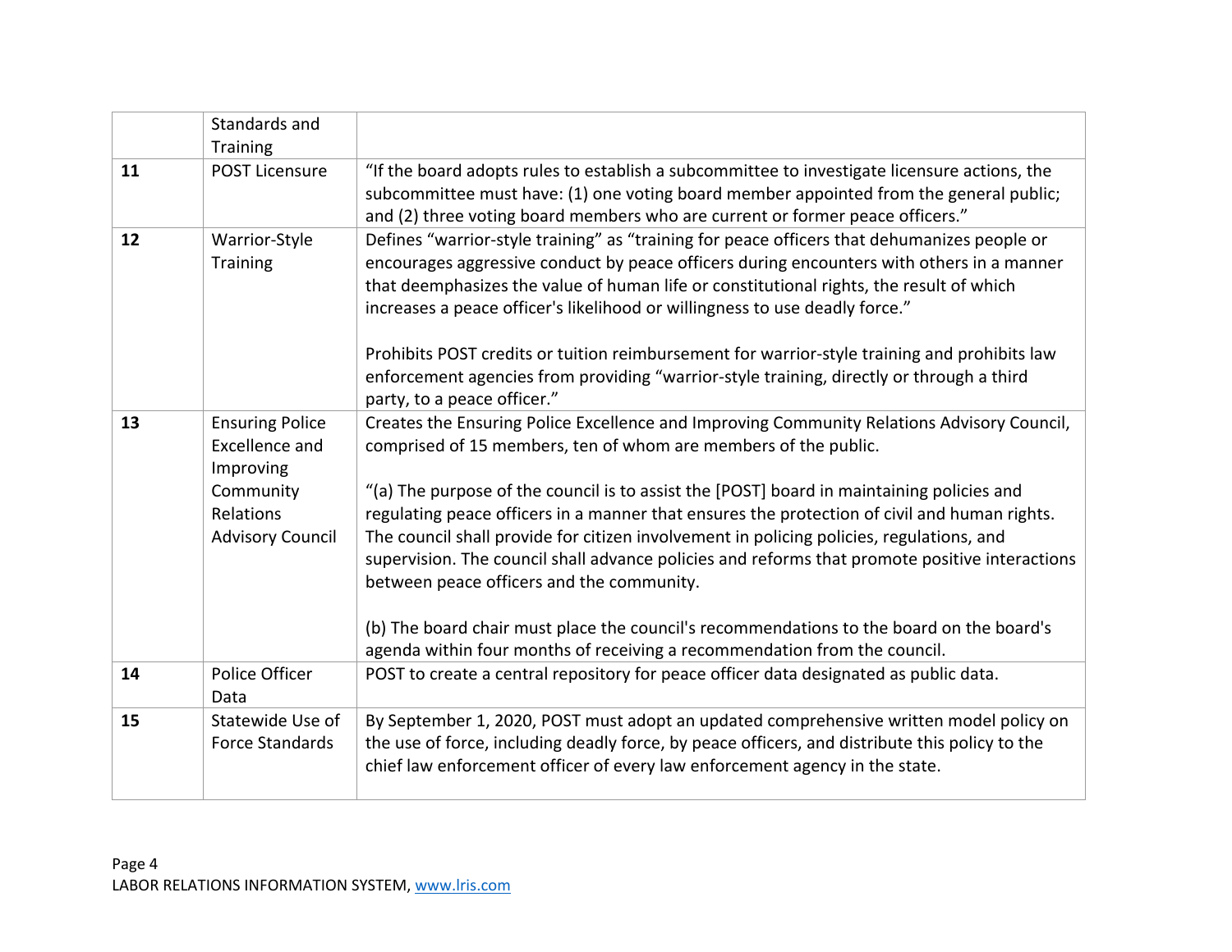| | | |
|---|---|---|
| | Standards and Training | |
| **11** | POST Licensure | "If the board adopts rules to establish a subcommittee to investigate licensure actions, the subcommittee must have: (1) one voting board member appointed from the general public; and (2) three voting board members who are current or former peace officers." |
| **12** | Warrior-Style Training | Defines "warrior-style training" as "training for peace officers that dehumanizes people or encourages aggressive conduct by peace officers during encounters with others in a manner that deemphasizes the value of human life or constitutional rights, the result of which increases a peace officer's likelihood or willingness to use deadly force."<br><br>Prohibits POST credits or tuition reimbursement for warrior-style training and prohibits law enforcement agencies from providing "warrior-style training, directly or through a third party, to a peace officer." |
| **13** | Ensuring Police Excellence and Improving Community Relations Advisory Council | Creates the Ensuring Police Excellence and Improving Community Relations Advisory Council, comprised of 15 members, ten of whom are members of the public.<br><br>"(a) The purpose of the council is to assist the [POST] board in maintaining policies and regulating peace officers in a manner that ensures the protection of civil and human rights. The council shall provide for citizen involvement in policing policies, regulations, and supervision. The council shall advance policies and reforms that promote positive interactions between peace officers and the community.<br><br>(b) The board chair must place the council's recommendations to the board on the board's agenda within four months of receiving a recommendation from the council. |
| **14** | Police Officer Data | POST to create a central repository for peace officer data designated as public data. |
| **15** | Statewide Use of Force Standards | By September 1, 2020, POST must adopt an updated comprehensive written model policy on the use of force, including deadly force, by peace officers, and distribute this policy to the chief law enforcement officer of every law enforcement agency in the state. |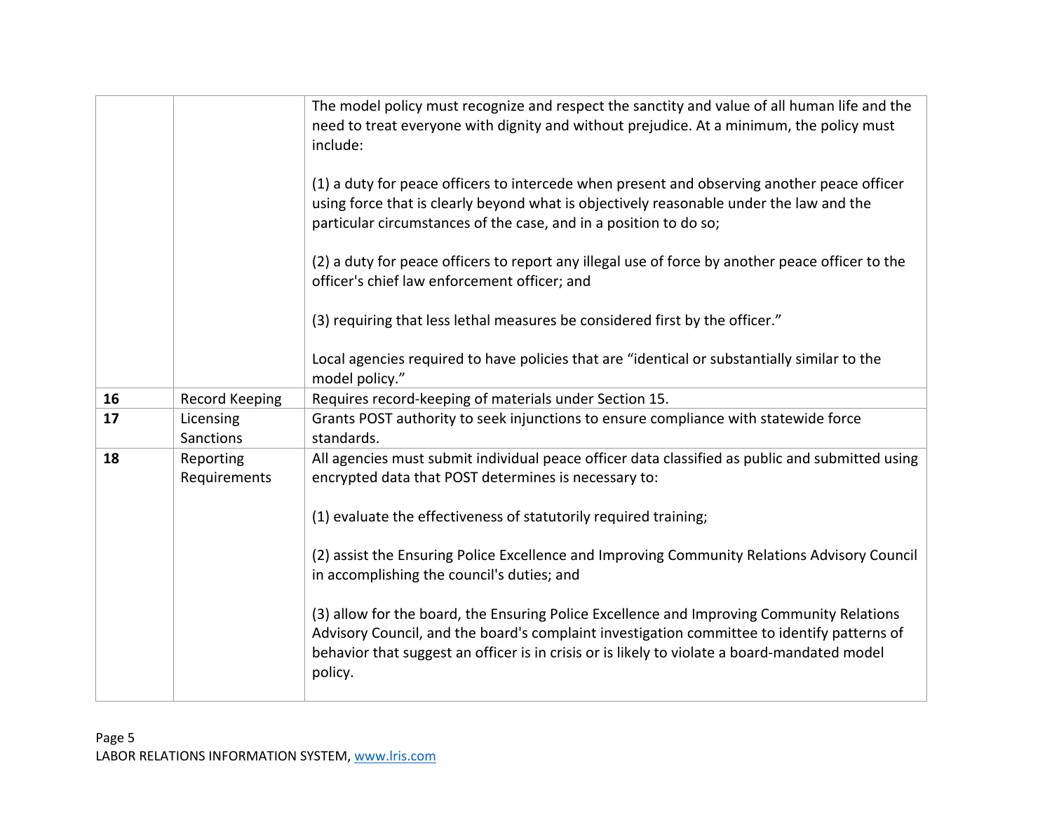| | | |
|---|---|---|
| | | The model policy must recognize and respect the sanctity and value of all human life and the need to treat everyone with dignity and without prejudice. At a minimum, the policy must include:<br><br>(1) a duty for peace officers to intercede when present and observing another peace officer using force that is clearly beyond what is objectively reasonable under the law and the particular circumstances of the case, and in a position to do so;<br><br>(2) a duty for peace officers to report any illegal use of force by another peace officer to the officer's chief law enforcement officer; and<br><br>(3) requiring that less lethal measures be considered first by the officer."<br><br>Local agencies required to have policies that are "identical or substantially similar to the model policy." |
| **16** | Record Keeping | Requires record-keeping of materials under Section 15. |
| **17** | Licensing Sanctions | Grants POST authority to seek injunctions to ensure compliance with statewide force standards. |
| **18** | Reporting Requirements | All agencies must submit individual peace officer data classified as public and submitted using encrypted data that POST determines is necessary to:<br><br>(1) evaluate the effectiveness of statutorily required training;<br><br>(2) assist the Ensuring Police Excellence and Improving Community Relations Advisory Council in accomplishing the council's duties; and<br><br>(3) allow for the board, the Ensuring Police Excellence and Improving Community Relations Advisory Council, and the board's complaint investigation committee to identify patterns of behavior that suggest an officer is in crisis or is likely to violate a board-mandated model policy. |

LABOR RELATIONS INFORMATION SYSTEM, www.lris.com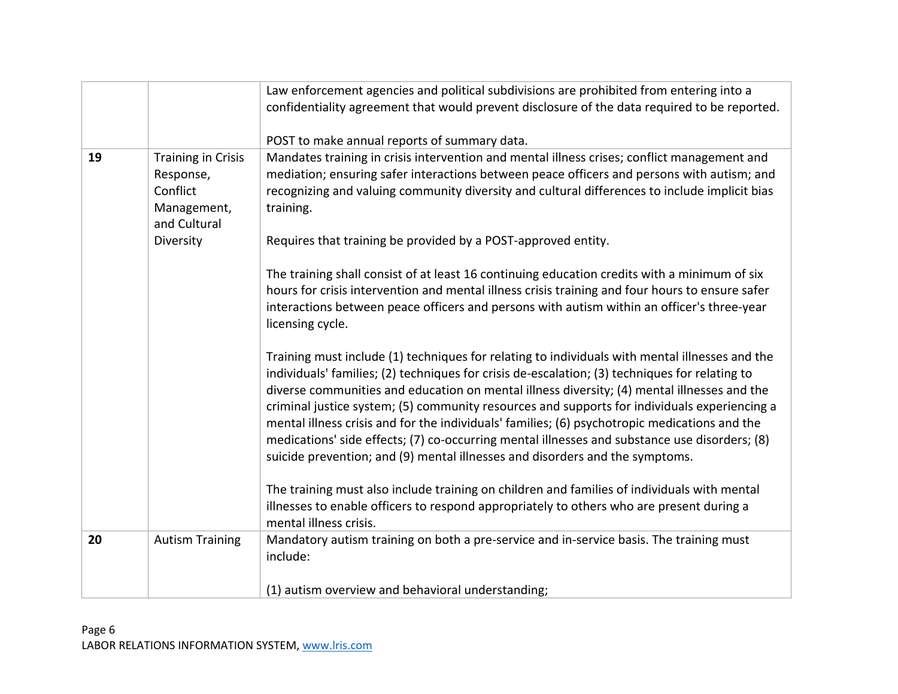| | | |
|---|---|---|
| | | Law enforcement agencies and political subdivisions are prohibited from entering into a confidentiality agreement that would prevent disclosure of the data required to be reported.<br><br>POST to make annual reports of summary data. |
| **19** | Training in Crisis Response, Conflict Management, and Cultural Diversity | Mandates training in crisis intervention and mental illness crises; conflict management and mediation; ensuring safer interactions between peace officers and persons with autism; and recognizing and valuing community diversity and cultural differences to include implicit bias training.<br><br>Requires that training be provided by a POST-approved entity.<br><br>The training shall consist of at least 16 continuing education credits with a minimum of six hours for crisis intervention and mental illness crisis training and four hours to ensure safer interactions between peace officers and persons with autism within an officer's three-year licensing cycle.<br><br>Training must include (1) techniques for relating to individuals with mental illnesses and the individuals' families; (2) techniques for crisis de-escalation; (3) techniques for relating to diverse communities and education on mental illness diversity; (4) mental illnesses and the criminal justice system; (5) community resources and supports for individuals experiencing a mental illness crisis and for the individuals' families; (6) psychotropic medications and the medications' side effects; (7) co-occurring mental illnesses and substance use disorders; (8) suicide prevention; and (9) mental illnesses and disorders and the symptoms.<br><br>The training must also include training on children and families of individuals with mental illnesses to enable officers to respond appropriately to others who are present during a mental illness crisis. |
| **20** | Autism Training | Mandatory autism training on both a pre-service and in-service basis. The training must include:<br><br>(1) autism overview and behavioral understanding; |

LABOR RELATIONS INFORMATION SYSTEM, www.lris.com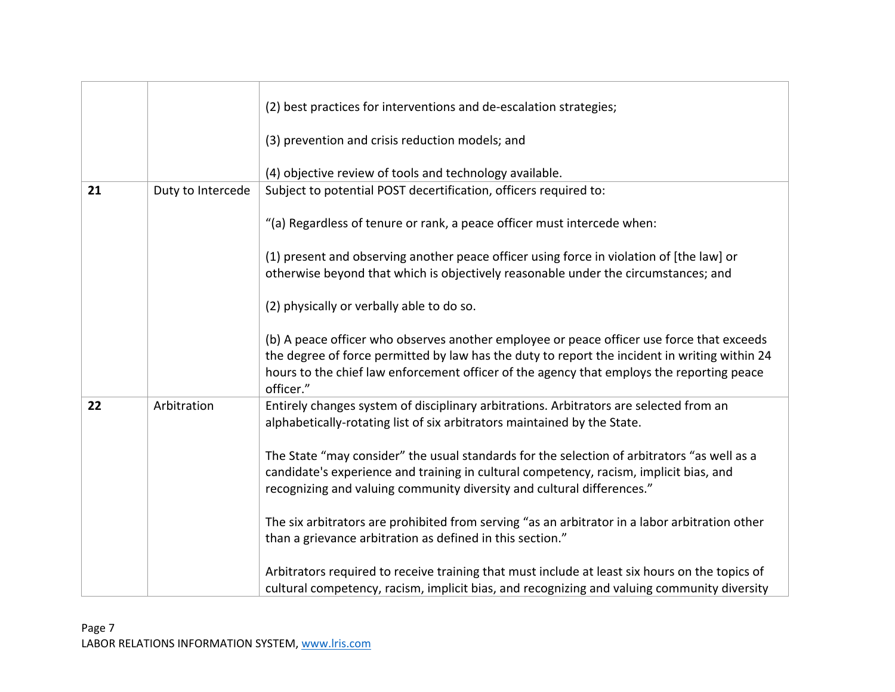| | | |
|---|---|---|
| | | (2) best practices for interventions and de-escalation strategies;<br><br>(3) prevention and crisis reduction models; and<br><br>(4) objective review of tools and technology available. |
| **21** | Duty to Intercede | Subject to potential POST decertification, officers required to:<br><br>"(a) Regardless of tenure or rank, a peace officer must intercede when:<br><br>(1) present and observing another peace officer using force in violation of [the law] or otherwise beyond that which is objectively reasonable under the circumstances; and<br><br>(2) physically or verbally able to do so.<br><br>(b) A peace officer who observes another employee or peace officer use force that exceeds the degree of force permitted by law has the duty to report the incident in writing within 24 hours to the chief law enforcement officer of the agency that employs the reporting peace officer." |
| **22** | Arbitration | Entirely changes system of disciplinary arbitrations. Arbitrators are selected from an alphabetically-rotating list of six arbitrators maintained by the State.<br><br>The State "may consider" the usual standards for the selection of arbitrators "as well as a candidate's experience and training in cultural competency, racism, implicit bias, and recognizing and valuing community diversity and cultural differences."<br><br>The six arbitrators are prohibited from serving "as an arbitrator in a labor arbitration other than a grievance arbitration as defined in this section."<br><br>Arbitrators required to receive training that must include at least six hours on the topics of cultural competency, racism, implicit bias, and recognizing and valuing community diversity |

LABOR RELATIONS INFORMATION SYSTEM, www.lris.com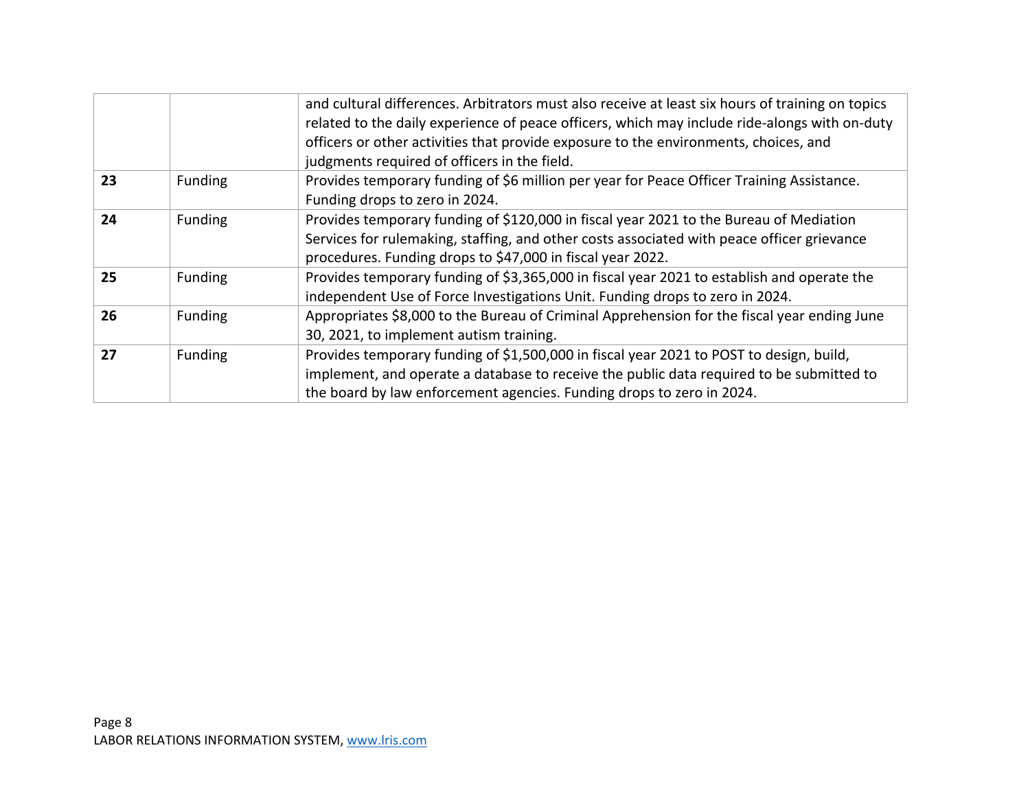| | | |
|---|---|---|
| | | and cultural differences. Arbitrators must also receive at least six hours of training on topics related to the daily experience of peace officers, which may include ride-alongs with on-duty officers or other activities that provide exposure to the environments, choices, and judgments required of officers in the field. |
| **23** | Funding | Provides temporary funding of $6 million per year for Peace Officer Training Assistance. Funding drops to zero in 2024. |
| **24** | Funding | Provides temporary funding of $120,000 in fiscal year 2021 to the Bureau of Mediation Services for rulemaking, staffing, and other costs associated with peace officer grievance procedures. Funding drops to $47,000 in fiscal year 2022. |
| **25** | Funding | Provides temporary funding of $3,365,000 in fiscal year 2021 to establish and operate the independent Use of Force Investigations Unit. Funding drops to zero in 2024. |
| **26** | Funding | Appropriates $8,000 to the Bureau of Criminal Apprehension for the fiscal year ending June 30, 2021, to implement autism training. |
| **27** | Funding | Provides temporary funding of $1,500,000 in fiscal year 2021 to POST to design, build, implement, and operate a database to receive the public data required to be submitted to the board by law enforcement agencies. Funding drops to zero in 2024. |